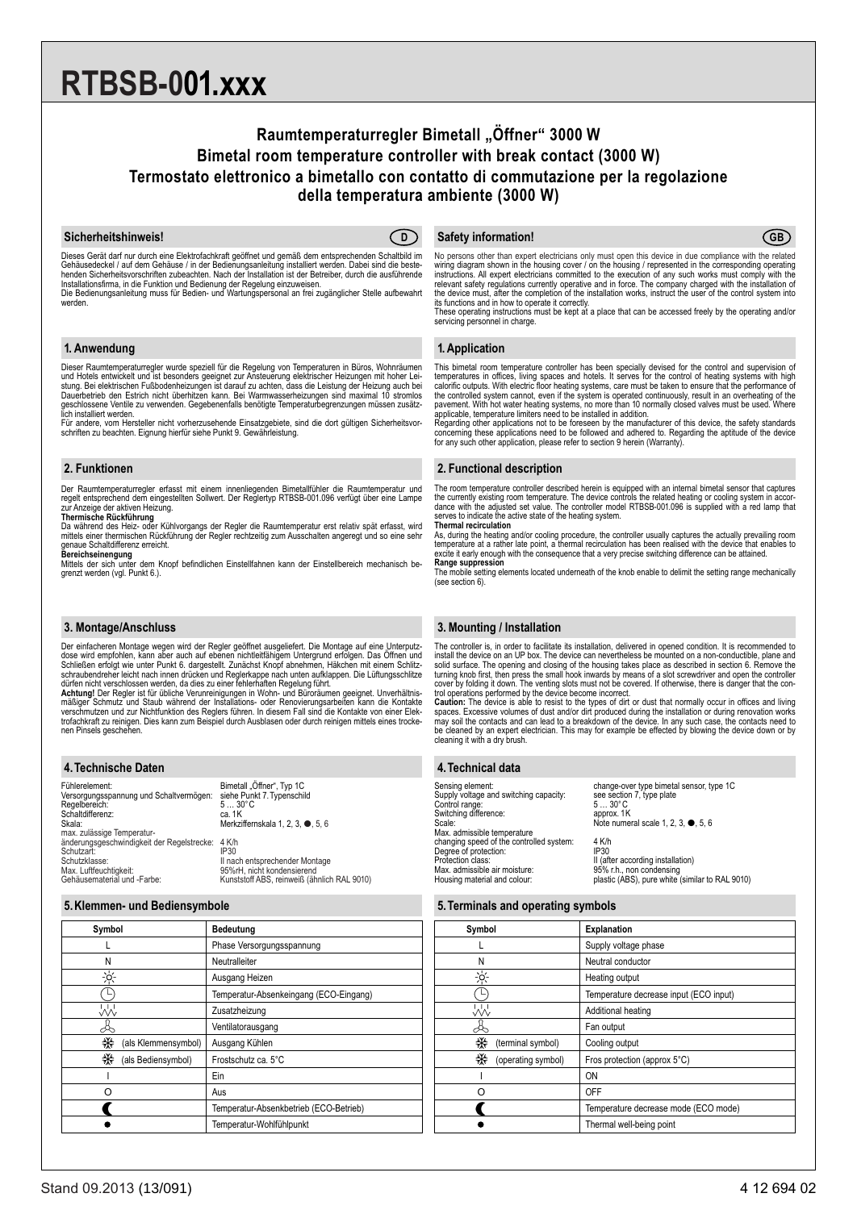# RTBSB-001.xxx

## Raumtemperaturregler Bimetall „Öffner" 3000 W
## Bimetal room temperature controller with break contact (3000 W)
## Termostato elettronico a bimetallo con contatto di commutazione per la regolazione della temperatura ambiente (3000 W)

### Sicherheitshinweis! (D)

Dieses Gerät darf nur durch eine Elektrofachkraft geöffnet und gemäß dem entsprechenden Schaltbild im Gehäusedeckel / auf dem Gehäuse / in der Bedienungsanleitung installiert werden. Dabei sind die bestehenden Sicherheitsvorschriften zubeachten. Nach der Installation ist der Betreiber, durch die ausführende Installationsfirma, in die Funktion und Bedienung der Regelung einzuweisen.
Die Bedienungsanleitung muss für Bedien- und Wartungspersonal an frei zugänglicher Stelle aufbewahrt werden.

### 1. Anwendung

Dieser Raumtemperaturregler wurde speziell für die Regelung von Temperaturen in Büros, Wohnräumen und Hotels entwickelt und ist besonders geeignet zur Ansteuerung elektrischer Heizungen mit hoher Leistung. Bei elektrischen Fußbodenheizungen ist darauf zu achten, dass die Leistung der Heizung auch bei Dauerbetrieb den Estrich nicht überhitzen kann. Bei Warmwasserheizungen sind maximal 10 stromlos geschlossene Ventile zu verwenden. Gegebenenfalls benötigte Temperaturbegrenzungen müssen zusätzlich installiert werden.
Für andere, vom Hersteller nicht vorherzusehende Einsatzgebiete, sind die dort gültigen Sicherheitsvorschriften zu beachten. Eignung hierfür siehe Punkt 9. Gewährleistung.

### 2. Funktionen

Der Raumtemperaturregler erfasst mit einem innenliegenden Bimetallfühler die Raumtemperatur und regelt entsprechend dem eingestellten Sollwert. Der Reglertyp RTBSB-001.096 verfügt über eine Lampe zur Anzeige der aktiven Heizung.

**Thermische Rückführung**
Da während des Heiz- oder Kühlvorgangs der Regler die Raumtemperatur erst relativ spät erfasst, wird mittels einer thermischen Rückführung der Regler rechtzeitig zum Ausschalten angeregt und so eine sehr genaue Schaltdifferenz erreicht.

**Bereichseinengung**
Mittels der sich unter dem Knopf befindlichen Einstellfahnen kann der Einstellbereich mechanisch begrenzt werden (vgl. Punkt 6.).

### 3. Montage/Anschluss

Der einfacheren Montage wegen wird der Regler geöffnet ausgeliefert. Die Montage auf eine Unterputzdose wird empfohlen, kann aber auch auf ebenen nichtleitfähigem Untergrund erfolgen. Das Öffnen und Schließen erfolgt wie unter Punkt 6. dargestellt. Zunächst Knopf abnehmen, Häkchen mit einem Schlitzschraubendreher leicht nach innen drücken und Reglerkappe nach unten aufklappen. Die Lüftungsschlitze dürfen nicht verschlossen werden, da dies zu einer fehlerhaften Regelung führt.
**Achtung!** Der Regler ist für übliche Verunreinigungen in Wohn- und Büroräumen geeignet. Unverhältnismäßiger Schmutz und Staub während der Installations- oder Renovierungsarbeiten kann die Kontakte verschmutzen und zur Nichtfunktion des Reglers führen. In diesem Fall sind die Kontakte von einer Elektrofachkraft zu reinigen. Dies kann zum Beispiel durch Ausblasen oder durch reinigen mittels eines trockenen Pinsels geschehen.

### 4. Technische Daten

| | |
|---|---|
| Fühlerelement: | Bimetall „Öffner", Typ 1C |
| Versorgungsspannung und Schaltvermögen: | siehe Punkt 7. Typenschild |
| Regelbereich: | 5 … 30°C |
| Schaltdifferenz: | ca. 1K |
| Skala: | Merkziffernskala 1, 2, 3, ●, 5, 6 |
| max. zulässige Temperaturänderungsgeschwindigkeit der Regelstrecke: | 4 K/h |
| Schutzart: | IP30 |
| Schutzklasse: | II nach entsprechender Montage |
| Max. Luftfeuchtigkeit: | 95%rH, nicht kondensierend |
| Gehäusematerial und -Farbe: | Kunststoff ABS, reinweiß (ähnlich RAL 9010) |

### 5. Klemmen- und Bediensymbole

| Symbol | Bedeutung |
|---|---|
| L | Phase Versorgungsspannung |
| N | Neutralleiter |
| ☼ | Ausgang Heizen |
| ◷ | Temperatur-Absenkeingang (ECO-Eingang) |
| ⩫ | Zusatzheizung |
| ✇ | Ventilatorausgang |
| ❄ (als Klemmensymbol) | Ausgang Kühlen |
| ❄ (als Bediensymbol) | Frostschutz ca. 5°C |
| I | Ein |
| O | Aus |
| ☾ | Temperatur-Absenkbetrieb (ECO-Betrieb) |
| ● | Temperatur-Wohlfühlpunkt |

### Safety information! (GB)

No persons other than expert electricians only must open this device in due compliance with the related wiring diagram shown in the housing cover / on the housing / represented in the corresponding operating instructions. All expert electricians committed to the execution of any such works must comply with the relevant safety regulations currently operative and in force. The company charged with the installation of the device must, after the completion of the installation works, instruct the user of the control system into its functions and in how to operate it correctly.
These operating instructions must be kept at a place that can be accessed freely by the operating and/or servicing personnel in charge.

### 1. Application

This bimetal room temperature controller has been specially devised for the control and supervision of temperatures in offices, living spaces and hotels. It serves for the control of heating systems with high calorific outputs. With electric floor heating systems, care must be taken to ensure that the performance of the controlled system cannot, even if the system is operated continuously, result in an overheating of the pavement. With hot water heating systems, no more than 10 normally closed valves must be used. Where applicable, temperature limiters need to be installed in addition.
Regarding other applications not to be foreseen by the manufacturer of this device, the safety standards concerning these applications need to be followed and adhered to. Regarding the aptitude of the device for any such other application, please refer to section 9 herein (Warranty).

### 2. Functional description

The room temperature controller described herein is equipped with an internal bimetal sensor that captures the currently existing room temperature. The device controls the related heating or cooling system in accordance with the adjusted set value. The controller model RTBSB-001.096 is supplied with a red lamp that serves to indicate the active state of the heating system.

**Thermal recirculation**
As, during the heating and/or cooling procedure, the controller usually captures the actually prevailing room temperature at a rather late point, a thermal recirculation has been realised with the device that enables to excite it early enough with the consequence that a very precise switching difference can be attained.

**Range suppression**
The mobile setting elements located underneath of the knob enable to delimit the setting range mechanically (see section 6).

### 3. Mounting / Installation

The controller is, in order to facilitate its installation, delivered in opened condition. It is recommended to install the device on an UP box. The device can nevertheless be mounted on a non-conductible, plane and solid surface. The opening and closing of the housing takes place as described in section 6. Remove the turning knob first, then press the small hook inwards by means of a slot screwdriver and open the controller cover by folding it down. The venting slots must not be covered. If otherwise, there is danger that the control operations performed by the device become incorrect.
**Caution:** The device is able to resist to the types of dirt or dust that normally occur in offices and living spaces. Excessive volumes of dust and/or dirt produced during the installation or during renovation works may soil the contacts and can lead to a breakdown of the device. In any such case, the contacts need to be cleaned by an expert electrician. This may for example be effected by blowing the device down or by cleaning it with a dry brush.

### 4. Technical data

| | |
|---|---|
| Sensing element: | change-over type bimetal sensor, type 1C |
| Supply voltage and switching capacity: | see section 7, type plate |
| Control range: | 5 … 30° C |
| Switching difference: | approx. 1K |
| Scale: | Note numeral scale 1, 2, 3, ●, 5, 6 |
| Max. admissible temperature changing speed of the controlled system: | 4 K/h |
| Degree of protection: | IP30 |
| Protection class: | II (after according installation) |
| Max. admissible air moisture: | 95% r.h., non condensing |
| Housing material and colour: | plastic (ABS), pure white (similar to RAL 9010) |

### 5. Terminals and operating symbols

| Symbol | Explanation |
|---|---|
| L | Supply voltage phase |
| N | Neutral conductor |
| ☼ | Heating output |
| ◷ | Temperature decrease input (ECO input) |
| ⩫ | Additional heating |
| ✇ | Fan output |
| ❄ (terminal symbol) | Cooling output |
| ❄ (operating symbol) | Fros protection (approx 5°C) |
| I | ON |
| O | OFF |
| ☾ | Temperature decrease mode (ECO mode) |
| ● | Thermal well-being point |

Stand 09.2013 (13/091) 4 12 694 02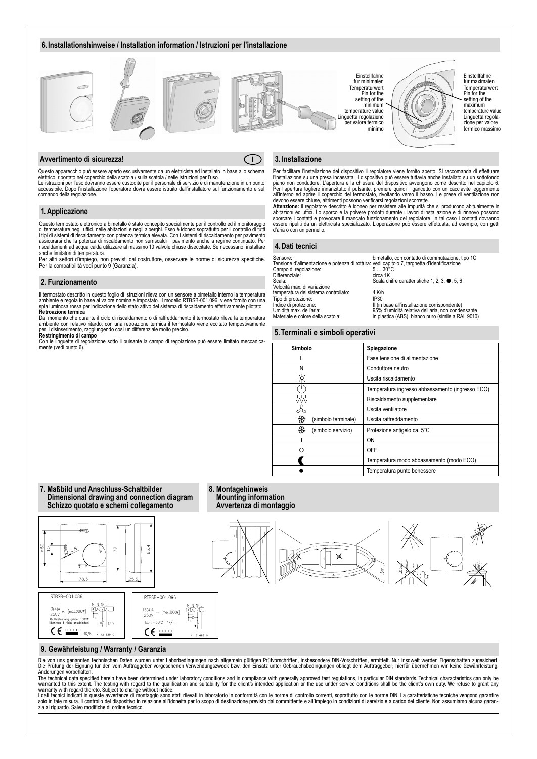## 6. Installationshinweise / Installation information / Istruzioni per l'installazione

Einstellfahne für minimalen Temperaturwert
Pin for the setting of the minimum temperature value
Linguetta regolazione per valore termico minimo

Einstellfahne für maximalen Temperaturwert
Pin for the setting of the maximum temperature value
Linguetta regolazione per valore termico massimo

## Avvertimento di sicurezza!

I

Questo apparecchio può essere aperto esclusivamente da un elettricista ed installato in base allo schema elettrico, riportato nel coperchio della scatola / sulla scatola / nelle istruzioni per l'uso.
Le istruzioni per l'uso dovranno essere custodite per il personale di servizio e di manutenzione in un punto accessibile. Dopo l'installazione l'operatore dovrà essere istruito dall'installatore sul funzionamento e sul comando della regolazione.

## 1. Applicazione

Questo termostato elettronico a bimetallo è stato concepito specialmente per il controllo ed il monitoraggio di temperature negli uffici, nelle abitazioni e negli alberghi. Esso è idoneo soprattutto per il controllo di tutti i tipi di sistemi di riscaldamento con potenza termica elevata. Con i sistemi di riscaldamento per pavimento assicurarsi che la potenza di riscaldamento non surriscaldi il pavimento anche a regime continuato. Per riscaldamenti ad acqua calda utilizzare al massimo 10 valvole chiuse diseccitate. Se necessario, installare anche limitatori di temperatura.
Per altri settori d'impiego, non previsti dal costruttore, osservare le norme di sicurezza specifiche. Per la compatibilità vedi punto 9 (Garanzia).

## 2. Funzionamento

Il termostato descritto in questo foglio di istruzioni rileva con un sensore a bimetallo interno la temperatura ambiente e regola in base al valore nominale impostato. Il modello RTBSB-001.096 viene fornito con una spia luminosa rossa per indicazione dello stato attivo del sistema di riscaldamento effettivamente pilotato.
**Retroazione termica**
Dal momento che durante il ciclo di riscaldamento o di raffreddamento il termostato rileva la temperatura ambiente con relativo ritardo; con una retroazione termica il termostato viene eccitato tempestivamente per il disinserimento, raggiungendo così un differenziale molto preciso.
**Restringimento di campo**
Con le linguette di regolazione sotto il pulsante la campo di regolazione può essere limitato meccanicamente (vedi punto 6).

## 3. Installazione

Per facilitare l'installazione del dispositivo il regolatore viene fornito aperto. Si raccomanda di effettuare l'installazione su una presa incassata. Il dispositivo può essere tuttavia anche installato su un sottofondo piano non conduttore. L'apertura e la chiusura del dispositivo avvengono come descritto nel capitolo 6. Per l'apertura togliere innanzitutto il pulsante, premere quindi il gancetto con un cacciavite leggermente all'interno ed aprire il coperchio del termostato, rivoltando verso il basso. Le prese di ventilazione non devono essere chiuse, altrimenti possono verificarsi regolazioni scorrette.
**Attenzione:** il regolatore descritto è idoneo per resistere alle impurità che si producono abitualmente in abitazioni ed uffici. Lo sporco e la polvere prodotti durante i lavori d'installazione e di rinnovo possono sporcare i contatti e provocare il mancato funzionamento del regolatore. In tal caso i contatti dovranno essere ripuliti da un elettricista specializzato. L'operazione può essere effettuata, ad esempio, con getti d'aria o con un pennello.

## 4. Dati tecnici

| | |
|---|---|
| Sensore: | bimetallo, con contatto di commutazione, tipo 1C |
| Tensione d'alimentazione e potenza di rottura: | vedi capitolo 7, targhetta d'identificazione |
| Campo di regolazione: | 5 … 30°C |
| Differenziale: | circa 1K |
| Scala: | Scala chifre caratteristiche 1, 2, 3, ●, 5, 6 |
| Velocità max. di variazione temperatura del sistema controllato: | 4 K/h |
| Tipo di protezione: | IP30 |
| Indice di protezione: | II (in base all'installazione corrispondente) |
| Umidità max. dell'aria: | 95% d'umidità relativa dell'aria, non condensante |
| Materiale e colore della scatola: | in plastica (ABS), bianco puro (simile a RAL 9010) |

## 5. Terminali e simboli operativi

| Simbolo | Spiegazione |
|---|---|
| L | Fase tensione di alimentazione |
| N | Conduttore neutro |
| ☼ | Uscita riscaldamento |
| ◷ | Temperatura ingresso abbassamento (ingresso ECO) |
| ⩚ | Riscaldamento supplementare |
| ✇ | Uscita ventilatore |
| ❄ (simbolo terminale) | Uscita raffreddamento |
| ❄ (simbolo servizio) | Protezione antigelo ca. 5°C |
| I | ON |
| O | OFF |
| ☾ | Temperatura modo abbassamento (modo ECO) |
| ● | Temperatura punto benessere |

## 7. Maßbild und Anschluss-Schaltbilder / Dimensional drawing and connection diagram / Schizzo quotato e schemi collegamento

ø60
10
3,8
77
83,4
78,3
25,5

RTBSB-001.086
13(4)A 250V ~ [max.3000W]
N N ❄ L
4 4 2 1
Ab Heizleistung größer 1500W Klemmen 4 nicht anschließen!
130
4K/h
4 12 629 0

RTBSB-001.096
13(4)A 250V ~ [max.3000W]
N N ❄ L
4 4 2 1
$T_{max}$ =30°C 4K/h
4 12 666 0

## 8. Montagehinweis / Mounting information / Avvertenza di montaggio

1,5m

## 9. Gewährleistung / Warranty / Garanzia

Die von uns genannten technischen Daten wurden unter Laborbedingungen nach allgemein gültigen Prüfvorschriften, insbesondere DIN-Vorschriften, ermittelt. Nur insoweit werden Eigenschaften zugesichert. Die Prüfung der Eignung für den vom Auftraggeber vorgesehenen Verwendungszweck bzw. den Einsatz unter Gebrauchsbedingungen obliegt dem Auftraggeber; hierfür übernehmen wir keine Gewährleistung. Änderungen vorbehalten.

The technical data specified herein have been determined under laboratory conditions and in compliance with generally approved test regulations, in particular DIN standards. Technical characteristics can only be warranted to this extent. The testing with regard to the qualification and suitability for the client's intended application or the use under service conditions shall be the client's own duty. We refuse to grant any warranty with regard thereto. Subject to change without notice.

I dati tecnici indicati in queste avvertenze di montaggio sono stati rilevati in laboratorio in conformità con le norme di controllo correnti, soprattutto con le norme DIN. Le caratteristiche tecniche vengono garantire solo in tale misura. Il controllo del dispositivo in relazione all'idoneità per lo scopo di destinazione previsto dal committente e all'impiego in condizioni di servizio è a carico del cliente. Non assumiamo alcuna garanzia al riguardo. Salvo modifiche di ordine tecnico.